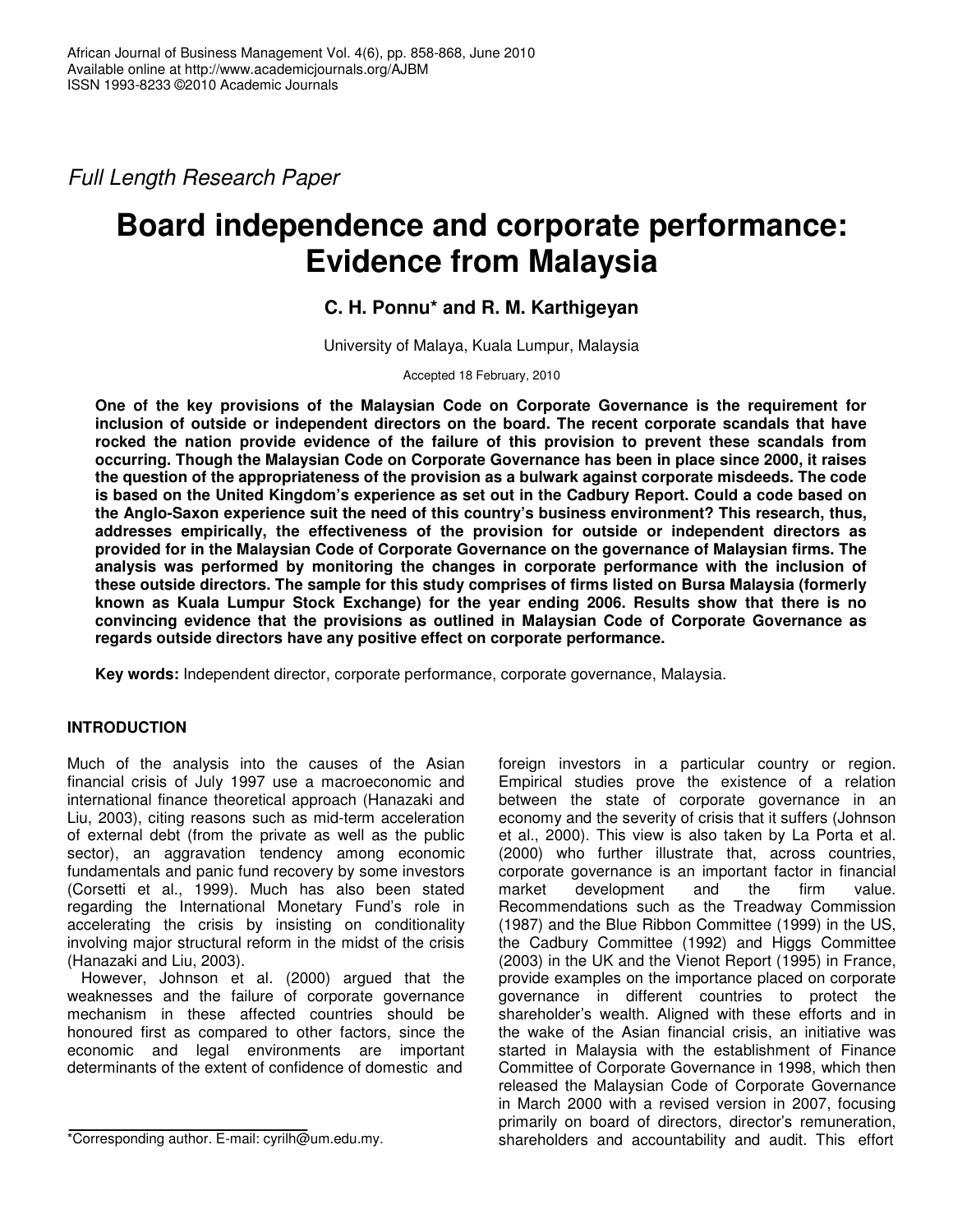*Full Length Research Paper*

# Board independence and corporate performance: Evidence from Malaysia

**C. H. Ponnu* and R. M. Karthigeyan**

University of Malaya, Kuala Lumpur, Malaysia

Accepted 18 February, 2010

**One of the key provisions of the Malaysian Code on Corporate Governance is the requirement for inclusion of outside or independent directors on the board. The recent corporate scandals that have rocked the nation provide evidence of the failure of this provision to prevent these scandals from occurring. Though the Malaysian Code on Corporate Governance has been in place since 2000, it raises the question of the appropriateness of the provision as a bulwark against corporate misdeeds. The code is based on the United Kingdom's experience as set out in the Cadbury Report. Could a code based on the Anglo-Saxon experience suit the need of this country's business environment? This research, thus, addresses empirically, the effectiveness of the provision for outside or independent directors as provided for in the Malaysian Code of Corporate Governance on the governance of Malaysian firms. The analysis was performed by monitoring the changes in corporate performance with the inclusion of these outside directors. The sample for this study comprises of firms listed on Bursa Malaysia (formerly known as Kuala Lumpur Stock Exchange) for the year ending 2006. Results show that there is no convincing evidence that the provisions as outlined in Malaysian Code of Corporate Governance as regards outside directors have any positive effect on corporate performance.**

**Key words:** Independent director, corporate performance, corporate governance, Malaysia.

## INTRODUCTION

Much of the analysis into the causes of the Asian financial crisis of July 1997 use a macroeconomic and international finance theoretical approach (Hanazaki and Liu, 2003), citing reasons such as mid-term acceleration of external debt (from the private as well as the public sector), an aggravation tendency among economic fundamentals and panic fund recovery by some investors (Corsetti et al., 1999). Much has also been stated regarding the International Monetary Fund's role in accelerating the crisis by insisting on conditionality involving major structural reform in the midst of the crisis (Hanazaki and Liu, 2003).

However, Johnson et al. (2000) argued that the weaknesses and the failure of corporate governance mechanism in these affected countries should be honoured first as compared to other factors, since the economic and legal environments are important determinants of the extent of confidence of domestic and foreign investors in a particular country or region. Empirical studies prove the existence of a relation between the state of corporate governance in an economy and the severity of crisis that it suffers (Johnson et al., 2000). This view is also taken by La Porta et al. (2000) who further illustrate that, across countries, corporate governance is an important factor in financial market development and the firm value. Recommendations such as the Treadway Commission (1987) and the Blue Ribbon Committee (1999) in the US, the Cadbury Committee (1992) and Higgs Committee (2003) in the UK and the Vienot Report (1995) in France, provide examples on the importance placed on corporate governance in different countries to protect the shareholder's wealth. Aligned with these efforts and in the wake of the Asian financial crisis, an initiative was started in Malaysia with the establishment of Finance Committee of Corporate Governance in 1998, which then released the Malaysian Code of Corporate Governance in March 2000 with a revised version in 2007, focusing primarily on board of directors, director's remuneration, shareholders and accountability and audit. This effort

*Corresponding author. E-mail: cyrilh@um.edu.my.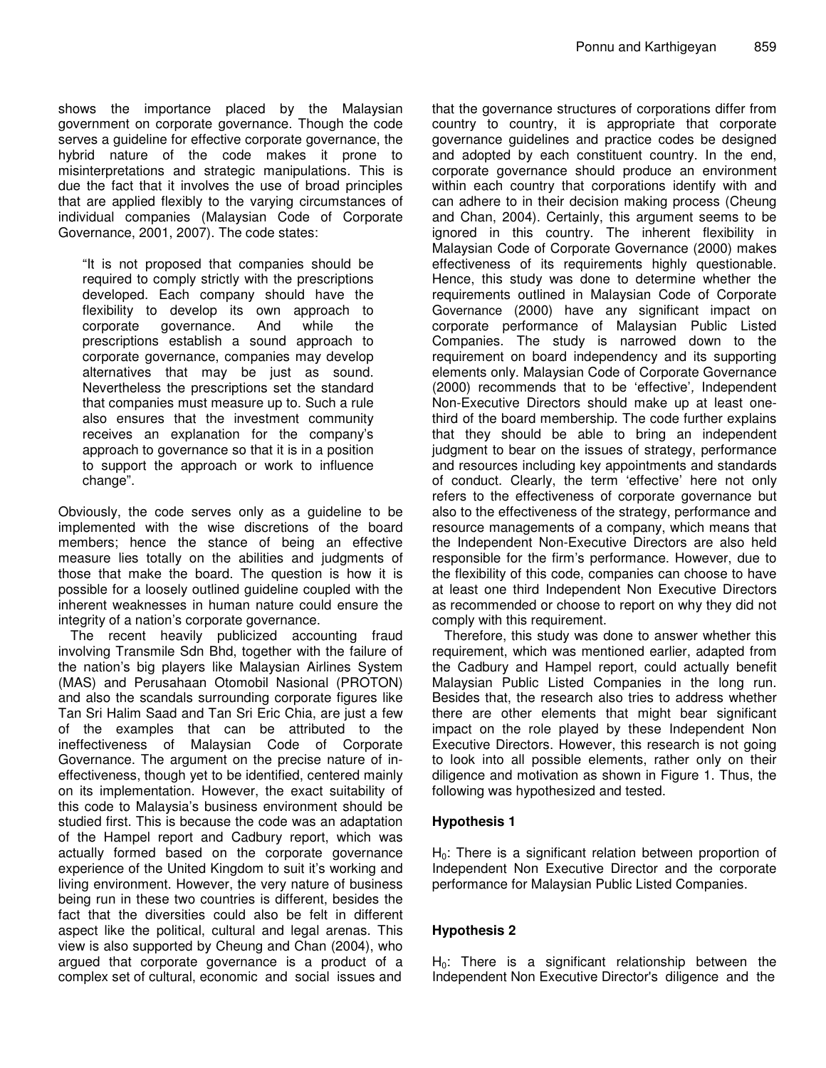shows the importance placed by the Malaysian government on corporate governance. Though the code serves a guideline for effective corporate governance, the hybrid nature of the code makes it prone to misinterpretations and strategic manipulations. This is due the fact that it involves the use of broad principles that are applied flexibly to the varying circumstances of individual companies (Malaysian Code of Corporate Governance, 2001, 2007). The code states:

> "It is not proposed that companies should be required to comply strictly with the prescriptions developed. Each company should have the flexibility to develop its own approach to corporate governance. And while the prescriptions establish a sound approach to corporate governance, companies may develop alternatives that may be just as sound. Nevertheless the prescriptions set the standard that companies must measure up to. Such a rule also ensures that the investment community receives an explanation for the company's approach to governance so that it is in a position to support the approach or work to influence change".

Obviously, the code serves only as a guideline to be implemented with the wise discretions of the board members; hence the stance of being an effective measure lies totally on the abilities and judgments of those that make the board. The question is how it is possible for a loosely outlined guideline coupled with the inherent weaknesses in human nature could ensure the integrity of a nation's corporate governance.

The recent heavily publicized accounting fraud involving Transmile Sdn Bhd, together with the failure of the nation's big players like Malaysian Airlines System (MAS) and Perusahaan Otomobil Nasional (PROTON) and also the scandals surrounding corporate figures like Tan Sri Halim Saad and Tan Sri Eric Chia, are just a few of the examples that can be attributed to the ineffectiveness of Malaysian Code of Corporate Governance. The argument on the precise nature of in-effectiveness, though yet to be identified, centered mainly on its implementation. However, the exact suitability of this code to Malaysia's business environment should be studied first. This is because the code was an adaptation of the Hampel report and Cadbury report, which was actually formed based on the corporate governance experience of the United Kingdom to suit it's working and living environment. However, the very nature of business being run in these two countries is different, besides the fact that the diversities could also be felt in different aspect like the political, cultural and legal arenas. This view is also supported by Cheung and Chan (2004), who argued that corporate governance is a product of a complex set of cultural, economic and social issues and that the governance structures of corporations differ from country to country, it is appropriate that corporate governance guidelines and practice codes be designed and adopted by each constituent country. In the end, corporate governance should produce an environment within each country that corporations identify with and can adhere to in their decision making process (Cheung and Chan, 2004). Certainly, this argument seems to be ignored in this country. The inherent flexibility in Malaysian Code of Corporate Governance (2000) makes effectiveness of its requirements highly questionable. Hence, this study was done to determine whether the requirements outlined in Malaysian Code of Corporate Governance (2000) have any significant impact on corporate performance of Malaysian Public Listed Companies. The study is narrowed down to the requirement on board independency and its supporting elements only. Malaysian Code of Corporate Governance (2000) recommends that to be 'effective', Independent Non-Executive Directors should make up at least one-third of the board membership. The code further explains that they should be able to bring an independent judgment to bear on the issues of strategy, performance and resources including key appointments and standards of conduct. Clearly, the term 'effective' here not only refers to the effectiveness of corporate governance but also to the effectiveness of the strategy, performance and resource managements of a company, which means that the Independent Non-Executive Directors are also held responsible for the firm's performance. However, due to the flexibility of this code, companies can choose to have at least one third Independent Non Executive Directors as recommended or choose to report on why they did not comply with this requirement.

Therefore, this study was done to answer whether this requirement, which was mentioned earlier, adapted from the Cadbury and Hampel report, could actually benefit Malaysian Public Listed Companies in the long run. Besides that, the research also tries to address whether there are other elements that might bear significant impact on the role played by these Independent Non Executive Directors. However, this research is not going to look into all possible elements, rather only on their diligence and motivation as shown in Figure 1. Thus, the following was hypothesized and tested.

### Hypothesis 1

$H_0$: There is a significant relation between proportion of Independent Non Executive Director and the corporate performance for Malaysian Public Listed Companies.

### Hypothesis 2

$H_0$: There is a significant relationship between the Independent Non Executive Director's diligence and the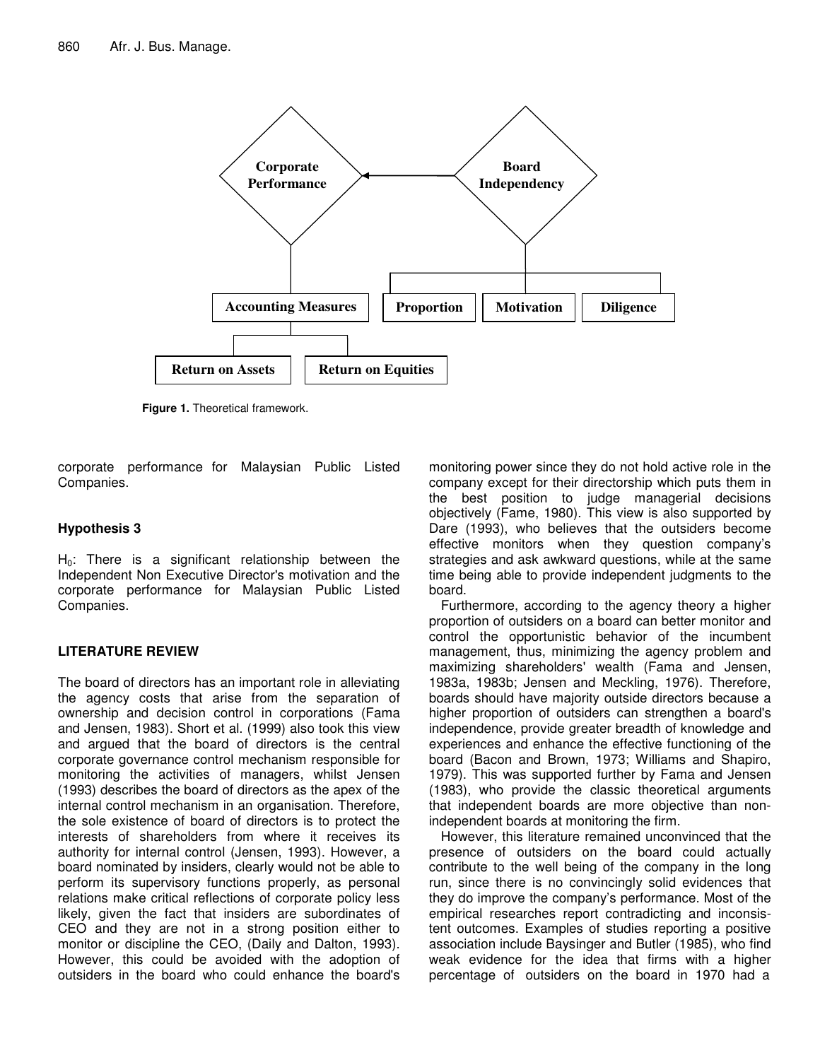Corporate Performance

Board Independency

Accounting Measures

Proportion

Motivation

Diligence

Return on Assets

Return on Equities

**Figure 1.** Theoretical framework.

corporate performance for Malaysian Public Listed Companies.

### Hypothesis 3

$H_0$: There is a significant relationship between the Independent Non Executive Director's motivation and the corporate performance for Malaysian Public Listed Companies.

## LITERATURE REVIEW

The board of directors has an important role in alleviating the agency costs that arise from the separation of ownership and decision control in corporations (Fama and Jensen, 1983). Short et al. (1999) also took this view and argued that the board of directors is the central corporate governance control mechanism responsible for monitoring the activities of managers, whilst Jensen (1993) describes the board of directors as the apex of the internal control mechanism in an organisation. Therefore, the sole existence of board of directors is to protect the interests of shareholders from where it receives its authority for internal control (Jensen, 1993). However, a board nominated by insiders, clearly would not be able to perform its supervisory functions properly, as personal relations make critical reflections of corporate policy less likely, given the fact that insiders are subordinates of CEO and they are not in a strong position either to monitor or discipline the CEO, (Daily and Dalton, 1993). However, this could be avoided with the adoption of outsiders in the board who could enhance the board's monitoring power since they do not hold active role in the company except for their directorship which puts them in the best position to judge managerial decisions objectively (Fame, 1980). This view is also supported by Dare (1993), who believes that the outsiders become effective monitors when they question company's strategies and ask awkward questions, while at the same time being able to provide independent judgments to the board.

Furthermore, according to the agency theory a higher proportion of outsiders on a board can better monitor and control the opportunistic behavior of the incumbent management, thus, minimizing the agency problem and maximizing shareholders' wealth (Fama and Jensen, 1983a, 1983b; Jensen and Meckling, 1976). Therefore, boards should have majority outside directors because a higher proportion of outsiders can strengthen a board's independence, provide greater breadth of knowledge and experiences and enhance the effective functioning of the board (Bacon and Brown, 1973; Williams and Shapiro, 1979). This was supported further by Fama and Jensen (1983), who provide the classic theoretical arguments that independent boards are more objective than non-independent boards at monitoring the firm.

However, this literature remained unconvinced that the presence of outsiders on the board could actually contribute to the well being of the company in the long run, since there is no convincingly solid evidences that they do improve the company's performance. Most of the empirical researches report contradicting and inconsistent outcomes. Examples of studies reporting a positive association include Baysinger and Butler (1985), who find weak evidence for the idea that firms with a higher percentage of outsiders on the board in 1970 had a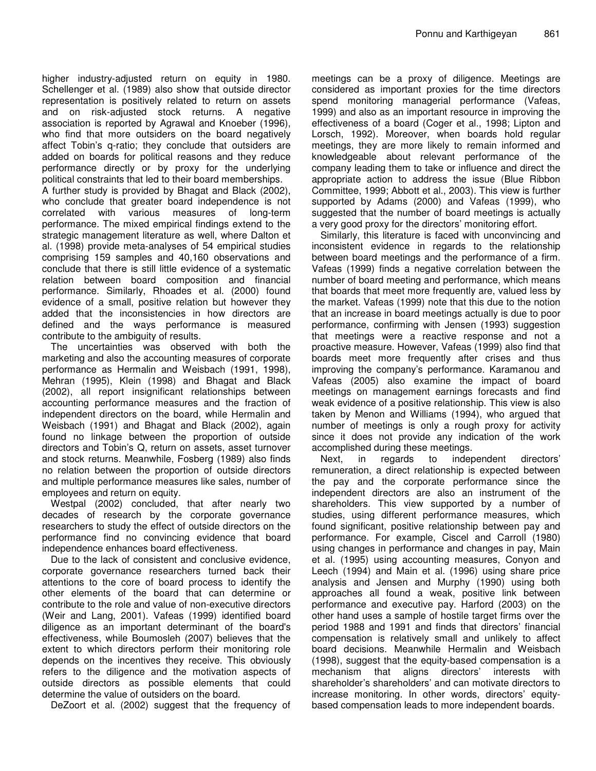higher industry-adjusted return on equity in 1980. Schellenger et al. (1989) also show that outside director representation is positively related to return on assets and on risk-adjusted stock returns. A negative association is reported by Agrawal and Knoeber (1996), who find that more outsiders on the board negatively affect Tobin's q-ratio; they conclude that outsiders are added on boards for political reasons and they reduce performance directly or by proxy for the underlying political constraints that led to their board memberships.

A further study is provided by Bhagat and Black (2002), who conclude that greater board independence is not correlated with various measures of long-term performance. The mixed empirical findings extend to the strategic management literature as well, where Dalton et al. (1998) provide meta-analyses of 54 empirical studies comprising 159 samples and 40,160 observations and conclude that there is still little evidence of a systematic relation between board composition and financial performance. Similarly, Rhoades et al. (2000) found evidence of a small, positive relation but however they added that the inconsistencies in how directors are defined and the ways performance is measured contribute to the ambiguity of results.

The uncertainties was observed with both the marketing and also the accounting measures of corporate performance as Hermalin and Weisbach (1991, 1998), Mehran (1995), Klein (1998) and Bhagat and Black (2002), all report insignificant relationships between accounting performance measures and the fraction of independent directors on the board, while Hermalin and Weisbach (1991) and Bhagat and Black (2002), again found no linkage between the proportion of outside directors and Tobin's Q, return on assets, asset turnover and stock returns. Meanwhile, Fosberg (1989) also finds no relation between the proportion of outside directors and multiple performance measures like sales, number of employees and return on equity.

Westpal (2002) concluded, that after nearly two decades of research by the corporate governance researchers to study the effect of outside directors on the performance find no convincing evidence that board independence enhances board effectiveness.

Due to the lack of consistent and conclusive evidence, corporate governance researchers turned back their attentions to the core of board process to identify the other elements of the board that can determine or contribute to the role and value of non-executive directors (Weir and Lang, 2001). Vafeas (1999) identified board diligence as an important determinant of the board's effectiveness, while Boumosleh (2007) believes that the extent to which directors perform their monitoring role depends on the incentives they receive. This obviously refers to the diligence and the motivation aspects of outside directors as possible elements that could determine the value of outsiders on the board.

DeZoort et al. (2002) suggest that the frequency of meetings can be a proxy of diligence. Meetings are considered as important proxies for the time directors spend monitoring managerial performance (Vafeas, 1999) and also as an important resource in improving the effectiveness of a board (Coger et al., 1998; Lipton and Lorsch, 1992). Moreover, when boards hold regular meetings, they are more likely to remain informed and knowledgeable about relevant performance of the company leading them to take or influence and direct the appropriate action to address the issue (Blue Ribbon Committee, 1999; Abbott et al., 2003). This view is further supported by Adams (2000) and Vafeas (1999), who suggested that the number of board meetings is actually a very good proxy for the directors' monitoring effort.

Similarly, this literature is faced with unconvincing and inconsistent evidence in regards to the relationship between board meetings and the performance of a firm. Vafeas (1999) finds a negative correlation between the number of board meeting and performance, which means that boards that meet more frequently are, valued less by the market. Vafeas (1999) note that this due to the notion that an increase in board meetings actually is due to poor performance, confirming with Jensen (1993) suggestion that meetings were a reactive response and not a proactive measure. However, Vafeas (1999) also find that boards meet more frequently after crises and thus improving the company's performance. Karamanou and Vafeas (2005) also examine the impact of board meetings on management earnings forecasts and find weak evidence of a positive relationship. This view is also taken by Menon and Williams (1994), who argued that number of meetings is only a rough proxy for activity since it does not provide any indication of the work accomplished during these meetings.

Next, in regards to independent directors' remuneration, a direct relationship is expected between the pay and the corporate performance since the independent directors are also an instrument of the shareholders. This view supported by a number of studies, using different performance measures, which found significant, positive relationship between pay and performance. For example, Ciscel and Carroll (1980) using changes in performance and changes in pay, Main et al. (1995) using accounting measures, Conyon and Leech (1994) and Main et al. (1996) using share price analysis and Jensen and Murphy (1990) using both approaches all found a weak, positive link between performance and executive pay. Harford (2003) on the other hand uses a sample of hostile target firms over the period 1988 and 1991 and finds that directors' financial compensation is relatively small and unlikely to affect board decisions. Meanwhile Hermalin and Weisbach (1998), suggest that the equity-based compensation is a mechanism that aligns directors' interests with shareholder's shareholders' and can motivate directors to increase monitoring. In other words, directors' equity-based compensation leads to more independent boards.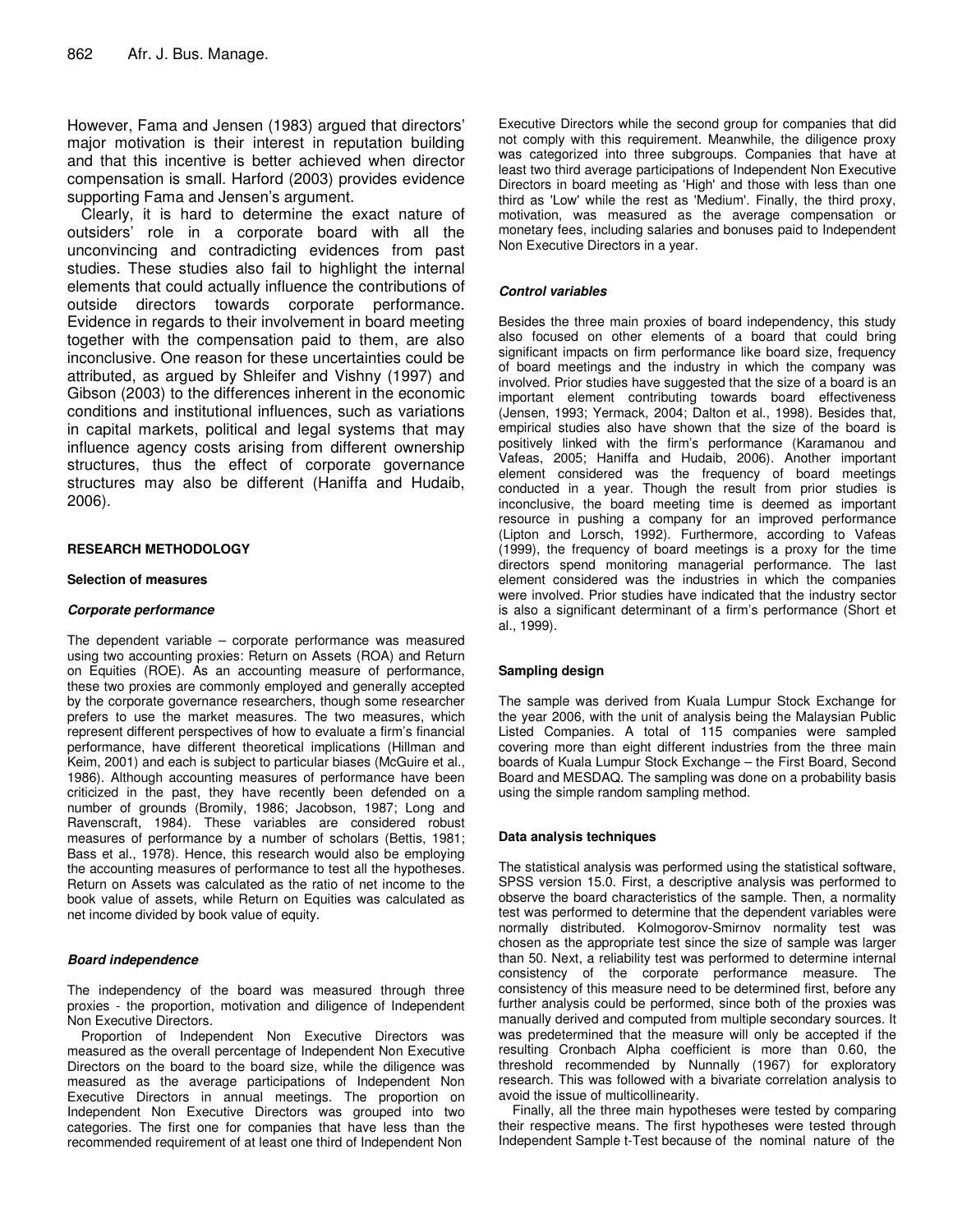However, Fama and Jensen (1983) argued that directors' major motivation is their interest in reputation building and that this incentive is better achieved when director compensation is small. Harford (2003) provides evidence supporting Fama and Jensen's argument.

Clearly, it is hard to determine the exact nature of outsiders' role in a corporate board with all the unconvincing and contradicting evidences from past studies. These studies also fail to highlight the internal elements that could actually influence the contributions of outside directors towards corporate performance. Evidence in regards to their involvement in board meeting together with the compensation paid to them, are also inconclusive. One reason for these uncertainties could be attributed, as argued by Shleifer and Vishny (1997) and Gibson (2003) to the differences inherent in the economic conditions and institutional influences, such as variations in capital markets, political and legal systems that may influence agency costs arising from different ownership structures, thus the effect of corporate governance structures may also be different (Haniffa and Hudaib, 2006).

## RESEARCH METHODOLOGY

### Selection of measures

#### *Corporate performance*

The dependent variable – corporate performance was measured using two accounting proxies: Return on Assets (ROA) and Return on Equities (ROE). As an accounting measure of performance, these two proxies are commonly employed and generally accepted by the corporate governance researchers, though some researcher prefers to use the market measures. The two measures, which represent different perspectives of how to evaluate a firm's financial performance, have different theoretical implications (Hillman and Keim, 2001) and each is subject to particular biases (McGuire et al., 1986). Although accounting measures of performance have been criticized in the past, they have recently been defended on a number of grounds (Bromily, 1986; Jacobson, 1987; Long and Ravenscraft, 1984). These variables are considered robust measures of performance by a number of scholars (Bettis, 1981; Bass et al., 1978). Hence, this research would also be employing the accounting measures of performance to test all the hypotheses. Return on Assets was calculated as the ratio of net income to the book value of assets, while Return on Equities was calculated as net income divided by book value of equity.

#### *Board independence*

The independency of the board was measured through three proxies - the proportion, motivation and diligence of Independent Non Executive Directors.

Proportion of Independent Non Executive Directors was measured as the overall percentage of Independent Non Executive Directors on the board to the board size, while the diligence was measured as the average participations of Independent Non Executive Directors in annual meetings. The proportion on Independent Non Executive Directors was grouped into two categories. The first one for companies that have less than the recommended requirement of at least one third of Independent Non Executive Directors while the second group for companies that did not comply with this requirement. Meanwhile, the diligence proxy was categorized into three subgroups. Companies that have at least two third average participations of Independent Non Executive Directors in board meeting as 'High' and those with less than one third as 'Low' while the rest as 'Medium'. Finally, the third proxy, motivation, was measured as the average compensation or monetary fees, including salaries and bonuses paid to Independent Non Executive Directors in a year.

#### *Control variables*

Besides the three main proxies of board independency, this study also focused on other elements of a board that could bring significant impacts on firm performance like board size, frequency of board meetings and the industry in which the company was involved. Prior studies have suggested that the size of a board is an important element contributing towards board effectiveness (Jensen, 1993; Yermack, 2004; Dalton et al., 1998). Besides that, empirical studies also have shown that the size of the board is positively linked with the firm's performance (Karamanou and Vafeas, 2005; Haniffa and Hudaib, 2006). Another important element considered was the frequency of board meetings conducted in a year. Though the result from prior studies is inconclusive, the board meeting time is deemed as important resource in pushing a company for an improved performance (Lipton and Lorsch, 1992). Furthermore, according to Vafeas (1999), the frequency of board meetings is a proxy for the time directors spend monitoring managerial performance. The last element considered was the industries in which the companies were involved. Prior studies have indicated that the industry sector is also a significant determinant of a firm's performance (Short et al., 1999).

### Sampling design

The sample was derived from Kuala Lumpur Stock Exchange for the year 2006, with the unit of analysis being the Malaysian Public Listed Companies. A total of 115 companies were sampled covering more than eight different industries from the three main boards of Kuala Lumpur Stock Exchange – the First Board, Second Board and MESDAQ. The sampling was done on a probability basis using the simple random sampling method.

### Data analysis techniques

The statistical analysis was performed using the statistical software, SPSS version 15.0. First, a descriptive analysis was performed to observe the board characteristics of the sample. Then, a normality test was performed to determine that the dependent variables were normally distributed. Kolmogorov-Smirnov normality test was chosen as the appropriate test since the size of sample was larger than 50. Next, a reliability test was performed to determine internal consistency of the corporate performance measure. The consistency of this measure need to be determined first, before any further analysis could be performed, since both of the proxies was manually derived and computed from multiple secondary sources. It was predetermined that the measure will only be accepted if the resulting Cronbach Alpha coefficient is more than 0.60, the threshold recommended by Nunnally (1967) for exploratory research. This was followed with a bivariate correlation analysis to avoid the issue of multicollinearity.

Finally, all the three main hypotheses were tested by comparing their respective means. The first hypotheses were tested through Independent Sample t-Test because of the nominal nature of the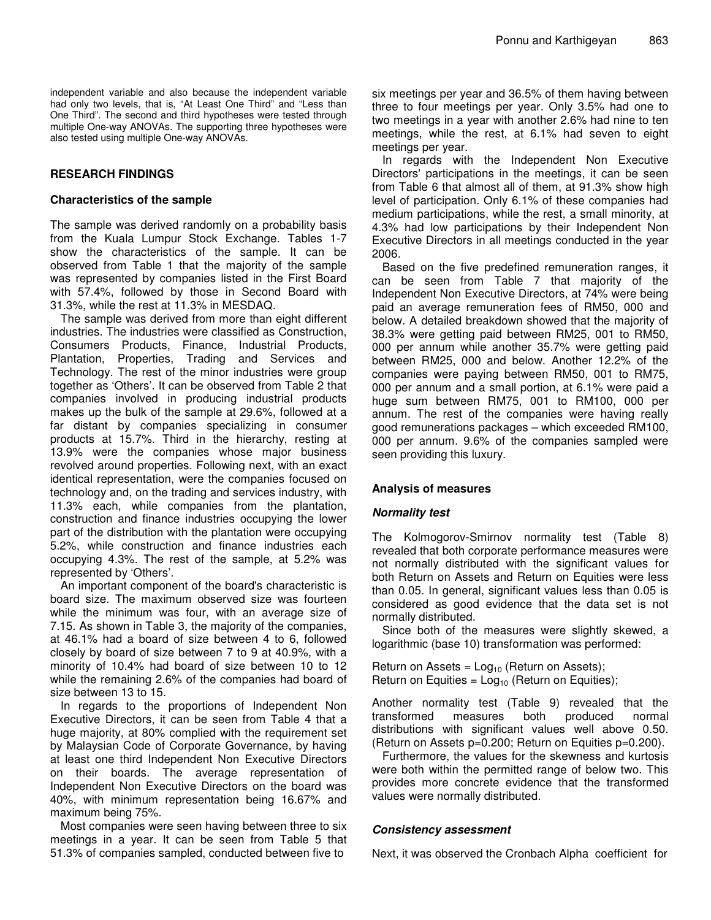independent variable and also because the independent variable had only two levels, that is, "At Least One Third" and "Less than One Third". The second and third hypotheses were tested through multiple One-way ANOVAs. The supporting three hypotheses were also tested using multiple One-way ANOVAs.

## RESEARCH FINDINGS

### Characteristics of the sample

The sample was derived randomly on a probability basis from the Kuala Lumpur Stock Exchange. Tables 1-7 show the characteristics of the sample. It can be observed from Table 1 that the majority of the sample was represented by companies listed in the First Board with 57.4%, followed by those in Second Board with 31.3%, while the rest at 11.3% in MESDAQ.

The sample was derived from more than eight different industries. The industries were classified as Construction, Consumers Products, Finance, Industrial Products, Plantation, Properties, Trading and Services and Technology. The rest of the minor industries were group together as 'Others'. It can be observed from Table 2 that companies involved in producing industrial products makes up the bulk of the sample at 29.6%, followed at a far distant by companies specializing in consumer products at 15.7%. Third in the hierarchy, resting at 13.9% were the companies whose major business revolved around properties. Following next, with an exact identical representation, were the companies focused on technology and, on the trading and services industry, with 11.3% each, while companies from the plantation, construction and finance industries occupying the lower part of the distribution with the plantation were occupying 5.2%, while construction and finance industries each occupying 4.3%. The rest of the sample, at 5.2% was represented by 'Others'.

An important component of the board's characteristic is board size. The maximum observed size was fourteen while the minimum was four, with an average size of 7.15. As shown in Table 3, the majority of the companies, at 46.1% had a board of size between 4 to 6, followed closely by board of size between 7 to 9 at 40.9%, with a minority of 10.4% had board of size between 10 to 12 while the remaining 2.6% of the companies had board of size between 13 to 15.

In regards to the proportions of Independent Non Executive Directors, it can be seen from Table 4 that a huge majority, at 80% complied with the requirement set by Malaysian Code of Corporate Governance, by having at least one third Independent Non Executive Directors on their boards. The average representation of Independent Non Executive Directors on the board was 40%, with minimum representation being 16.67% and maximum being 75%.

Most companies were seen having between three to six meetings in a year. It can be seen from Table 5 that 51.3% of companies sampled, conducted between five to six meetings per year and 36.5% of them having between three to four meetings per year. Only 3.5% had one to two meetings in a year with another 2.6% had nine to ten meetings, while the rest, at 6.1% had seven to eight meetings per year.

In regards with the Independent Non Executive Directors' participations in the meetings, it can be seen from Table 6 that almost all of them, at 91.3% show high level of participation. Only 6.1% of these companies had medium participations, while the rest, a small minority, at 4.3% had low participations by their Independent Non Executive Directors in all meetings conducted in the year 2006.

Based on the five predefined remuneration ranges, it can be seen from Table 7 that majority of the Independent Non Executive Directors, at 74% were being paid an average remuneration fees of RM50, 000 and below. A detailed breakdown showed that the majority of 38.3% were getting paid between RM25, 001 to RM50, 000 per annum while another 35.7% were getting paid between RM25, 000 and below. Another 12.2% of the companies were paying between RM50, 001 to RM75, 000 per annum and a small portion, at 6.1% were paid a huge sum between RM75, 001 to RM100, 000 per annum. The rest of the companies were having really good remunerations packages – which exceeded RM100, 000 per annum. 9.6% of the companies sampled were seen providing this luxury.

### Analysis of measures

#### *Normality test*

The Kolmogorov-Smirnov normality test (Table 8) revealed that both corporate performance measures were not normally distributed with the significant values for both Return on Assets and Return on Equities were less than 0.05. In general, significant values less than 0.05 is considered as good evidence that the data set is not normally distributed.

Since both of the measures were slightly skewed, a logarithmic (base 10) transformation was performed:

Return on Assets = $\text{Log}_{10}$ (Return on Assets);
Return on Equities = $\text{Log}_{10}$ (Return on Equities);

Another normality test (Table 9) revealed that the transformed measures both produced normal distributions with significant values well above 0.50. (Return on Assets $p=0.200$; Return on Equities $p=0.200$).

Furthermore, the values for the skewness and kurtosis were both within the permitted range of below two. This provides more concrete evidence that the transformed values were normally distributed.

#### *Consistency assessment*

Next, it was observed the Cronbach Alpha coefficient for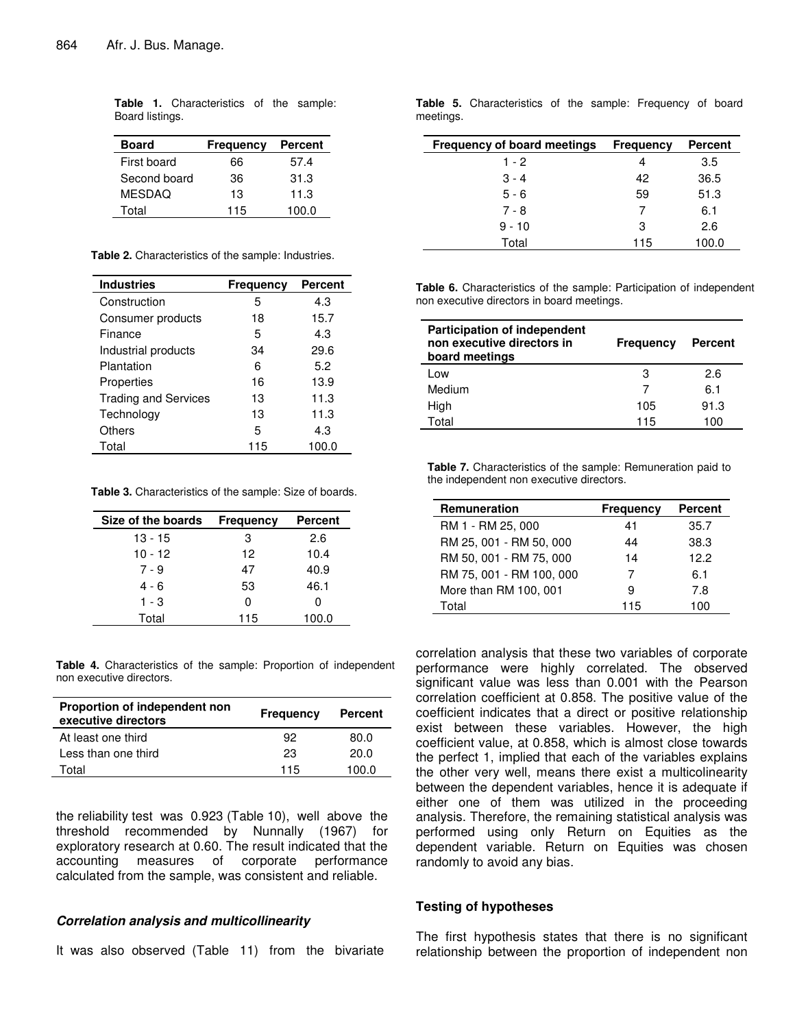**Table 1.** Characteristics of the sample: Board listings.

| Board | Frequency | Percent |
|---|---|---|
| First board | 66 | 57.4 |
| Second board | 36 | 31.3 |
| MESDAQ | 13 | 11.3 |
| Total | 115 | 100.0 |

**Table 2.** Characteristics of the sample: Industries.

| Industries | Frequency | Percent |
|---|---|---|
| Construction | 5 | 4.3 |
| Consumer products | 18 | 15.7 |
| Finance | 5 | 4.3 |
| Industrial products | 34 | 29.6 |
| Plantation | 6 | 5.2 |
| Properties | 16 | 13.9 |
| Trading and Services | 13 | 11.3 |
| Technology | 13 | 11.3 |
| Others | 5 | 4.3 |
| Total | 115 | 100.0 |

**Table 3.** Characteristics of the sample: Size of boards.

| Size of the boards | Frequency | Percent |
|---|---|---|
| 13 - 15 | 3 | 2.6 |
| 10 - 12 | 12 | 10.4 |
| 7 - 9 | 47 | 40.9 |
| 4 - 6 | 53 | 46.1 |
| 1 - 3 | 0 | 0 |
| Total | 115 | 100.0 |

**Table 4.** Characteristics of the sample: Proportion of independent non executive directors.

| Proportion of independent non executive directors | Frequency | Percent |
|---|---|---|
| At least one third | 92 | 80.0 |
| Less than one third | 23 | 20.0 |
| Total | 115 | 100.0 |

the reliability test was 0.923 (Table 10), well above the threshold recommended by Nunnally (1967) for exploratory research at 0.60. The result indicated that the accounting measures of corporate performance calculated from the sample, was consistent and reliable.

### *Correlation analysis and multicollinearity*

It was also observed (Table 11) from the bivariate correlation analysis that these two variables of corporate performance were highly correlated. The observed significant value was less than 0.001 with the Pearson correlation coefficient at 0.858. The positive value of the coefficient indicates that a direct or positive relationship exist between these variables. However, the high coefficient value, at 0.858, which is almost close towards the perfect 1, implied that each of the variables explains the other very well, means there exist a multicollinearity between the dependent variables, hence it is adequate if either one of them was utilized in the proceeding analysis. Therefore, the remaining statistical analysis was performed using only Return on Equities as the dependent variable. Return on Equities was chosen randomly to avoid any bias.

**Table 5.** Characteristics of the sample: Frequency of board meetings.

| Frequency of board meetings | Frequency | Percent |
|---|---|---|
| 1 - 2 | 4 | 3.5 |
| 3 - 4 | 42 | 36.5 |
| 5 - 6 | 59 | 51.3 |
| 7 - 8 | 7 | 6.1 |
| 9 - 10 | 3 | 2.6 |
| Total | 115 | 100.0 |

**Table 6.** Characteristics of the sample: Participation of independent non executive directors in board meetings.

| Participation of independent non executive directors in board meetings | Frequency | Percent |
|---|---|---|
| Low | 3 | 2.6 |
| Medium | 7 | 6.1 |
| High | 105 | 91.3 |
| Total | 115 | 100 |

**Table 7.** Characteristics of the sample: Remuneration paid to the independent non executive directors.

| Remuneration | Frequency | Percent |
|---|---|---|
| RM 1 - RM 25, 000 | 41 | 35.7 |
| RM 25, 001 - RM 50, 000 | 44 | 38.3 |
| RM 50, 001 - RM 75, 000 | 14 | 12.2 |
| RM 75, 001 - RM 100, 000 | 7 | 6.1 |
| More than RM 100, 001 | 9 | 7.8 |
| Total | 115 | 100 |

### Testing of hypotheses

The first hypothesis states that there is no significant relationship between the proportion of independent non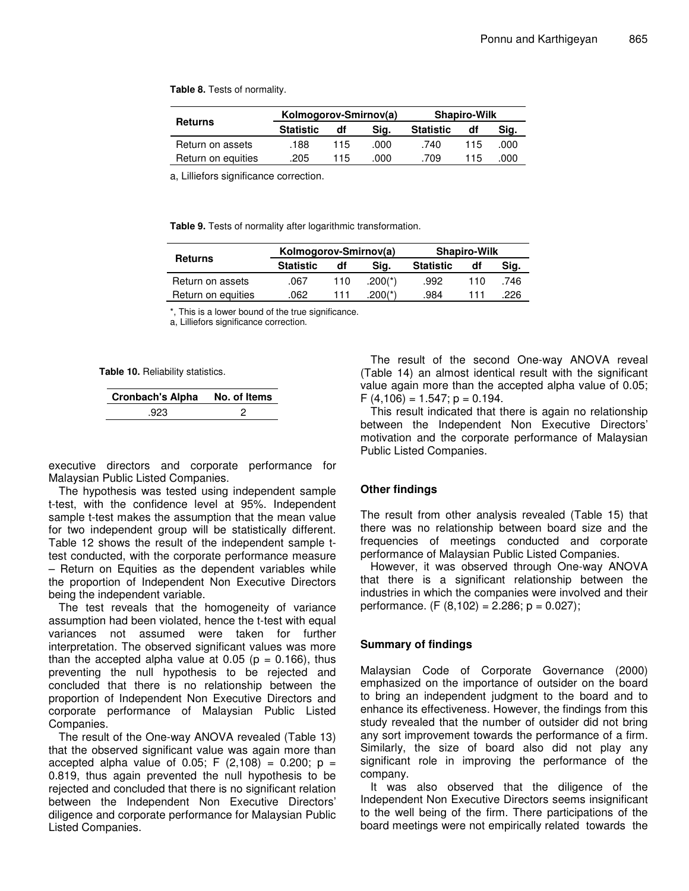**Table 8.** Tests of normality.

| Returns | Kolmogorov-Smirnov(a) | | | Shapiro-Wilk | | |
|---|---|---|---|---|---|---|
| | Statistic | df | Sig. | Statistic | df | Sig. |
| Return on assets | .188 | 115 | .000 | .740 | 115 | .000 |
| Return on equities | .205 | 115 | .000 | .709 | 115 | .000 |

a, Lilliefors significance correction.

**Table 9.** Tests of normality after logarithmic transformation.

| Returns | Kolmogorov-Smirnov(a) | | | Shapiro-Wilk | | |
|---|---|---|---|---|---|---|
| | Statistic | df | Sig. | Statistic | df | Sig. |
| Return on assets | .067 | 110 | .200(*) | .992 | 110 | .746 |
| Return on equities | .062 | 111 | .200(*) | .984 | 111 | .226 |

*, This is a lower bound of the true significance.
a, Lilliefors significance correction.

**Table 10.** Reliability statistics.

| Cronbach's Alpha | No. of Items |
|---|---|
| .923 | 2 |

executive directors and corporate performance for Malaysian Public Listed Companies.

The hypothesis was tested using independent sample t-test, with the confidence level at 95%. Independent sample t-test makes the assumption that the mean value for two independent group will be statistically different. Table 12 shows the result of the independent sample t-test conducted, with the corporate performance measure – Return on Equities as the dependent variables while the proportion of Independent Non Executive Directors being the independent variable.

The test reveals that the homogeneity of variance assumption had been violated, hence the t-test with equal variances not assumed were taken for further interpretation. The observed significant values was more than the accepted alpha value at 0.05 ($p = 0.166$), thus preventing the null hypothesis to be rejected and concluded that there is no relationship between the proportion of Independent Non Executive Directors and corporate performance of Malaysian Public Listed Companies.

The result of the One-way ANOVA revealed (Table 13) that the observed significant value was again more than accepted alpha value of 0.05; $F\ (2,108) = 0.200$; $p = 0.819$, thus again prevented the null hypothesis to be rejected and concluded that there is no significant relation between the Independent Non Executive Directors' diligence and corporate performance for Malaysian Public Listed Companies.

The result of the second One-way ANOVA reveal (Table 14) an almost identical result with the significant value again more than the accepted alpha value of 0.05; $F\ (4,106) = 1.547$; $p = 0.194$.

This result indicated that there is again no relationship between the Independent Non Executive Directors' motivation and the corporate performance of Malaysian Public Listed Companies.

## Other findings

The result from other analysis revealed (Table 15) that there was no relationship between board size and the frequencies of meetings conducted and corporate performance of Malaysian Public Listed Companies.

However, it was observed through One-way ANOVA that there is a significant relationship between the industries in which the companies were involved and their performance. ($F\ (8,102) = 2.286$; $p = 0.027$);

## Summary of findings

Malaysian Code of Corporate Governance (2000) emphasized on the importance of outsider on the board to bring an independent judgment to the board and to enhance its effectiveness. However, the findings from this study revealed that the number of outsider did not bring any sort improvement towards the performance of a firm. Similarly, the size of board also did not play any significant role in improving the performance of the company.

It was also observed that the diligence of the Independent Non Executive Directors seems insignificant to the well being of the firm. There participations of the board meetings were not empirically related towards the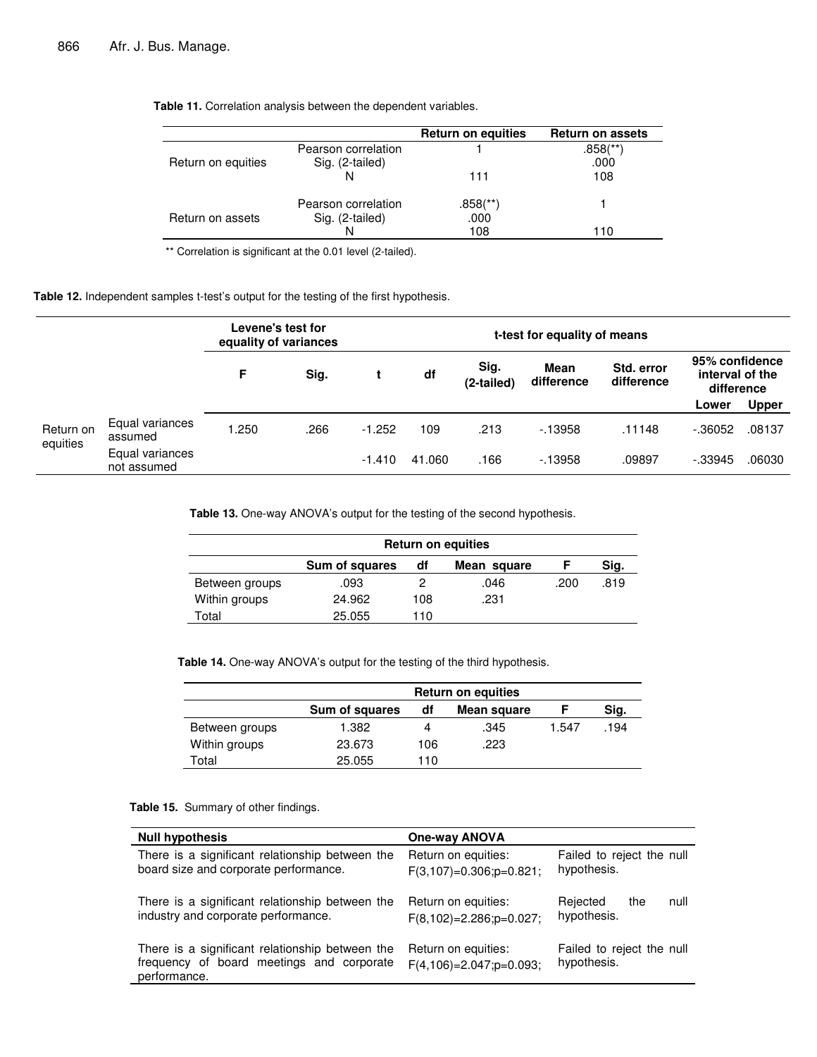**Table 11.** Correlation analysis between the dependent variables.

| | | Return on equities | Return on assets |
|---|---|---|---|
| Return on equities | Pearson correlation | 1 | .858(**) |
| | Sig. (2-tailed) | | .000 |
| | N | 111 | 108 |
| Return on assets | Pearson correlation | .858(**) | 1 |
| | Sig. (2-tailed) | .000 | |
| | N | 108 | 110 |

** Correlation is significant at the 0.01 level (2-tailed).

**Table 12.** Independent samples t-test's output for the testing of the first hypothesis.

| | | Levene's test for equality of variances | | t-test for equality of means | | | | | | |
|---|---|---|---|---|---|---|---|---|---|---|
| | | F | Sig. | t | df | Sig. (2-tailed) | Mean difference | Std. error difference | 95% confidence interval of the difference | |
| | | | | | | | | | Lower | Upper |
| Return on equities | Equal variances assumed | 1.250 | .266 | -1.252 | 109 | .213 | -.13958 | .11148 | -.36052 | .08137 |
| | Equal variances not assumed | | | -1.410 | 41.060 | .166 | -.13958 | .09897 | -.33945 | .06030 |

**Table 13.** One-way ANOVA's output for the testing of the second hypothesis.

| | Return on equities | | | | |
|---|---|---|---|---|---|
| | Sum of squares | df | Mean square | F | Sig. |
| Between groups | .093 | 2 | .046 | .200 | .819 |
| Within groups | 24.962 | 108 | .231 | | |
| Total | 25.055 | 110 | | | |

**Table 14.** One-way ANOVA's output for the testing of the third hypothesis.

| | Return on equities | | | | |
|---|---|---|---|---|---|
| | Sum of squares | df | Mean square | F | Sig. |
| Between groups | 1.382 | 4 | .345 | 1.547 | .194 |
| Within groups | 23.673 | 106 | .223 | | |
| Total | 25.055 | 110 | | | |

**Table 15.** Summary of other findings.

| Null hypothesis | One-way ANOVA | |
|---|---|---|
| There is a significant relationship between the board size and corporate performance. | Return on equities: F(3,107)=0.306;p=0.821; | Failed to reject the null hypothesis. |
| There is a significant relationship between the industry and corporate performance. | Return on equities: F(8,102)=2.286;p=0.027; | Rejected the null hypothesis. |
| There is a significant relationship between the frequency of board meetings and corporate performance. | Return on equities: F(4,106)=2.047;p=0.093; | Failed to reject the null hypothesis. |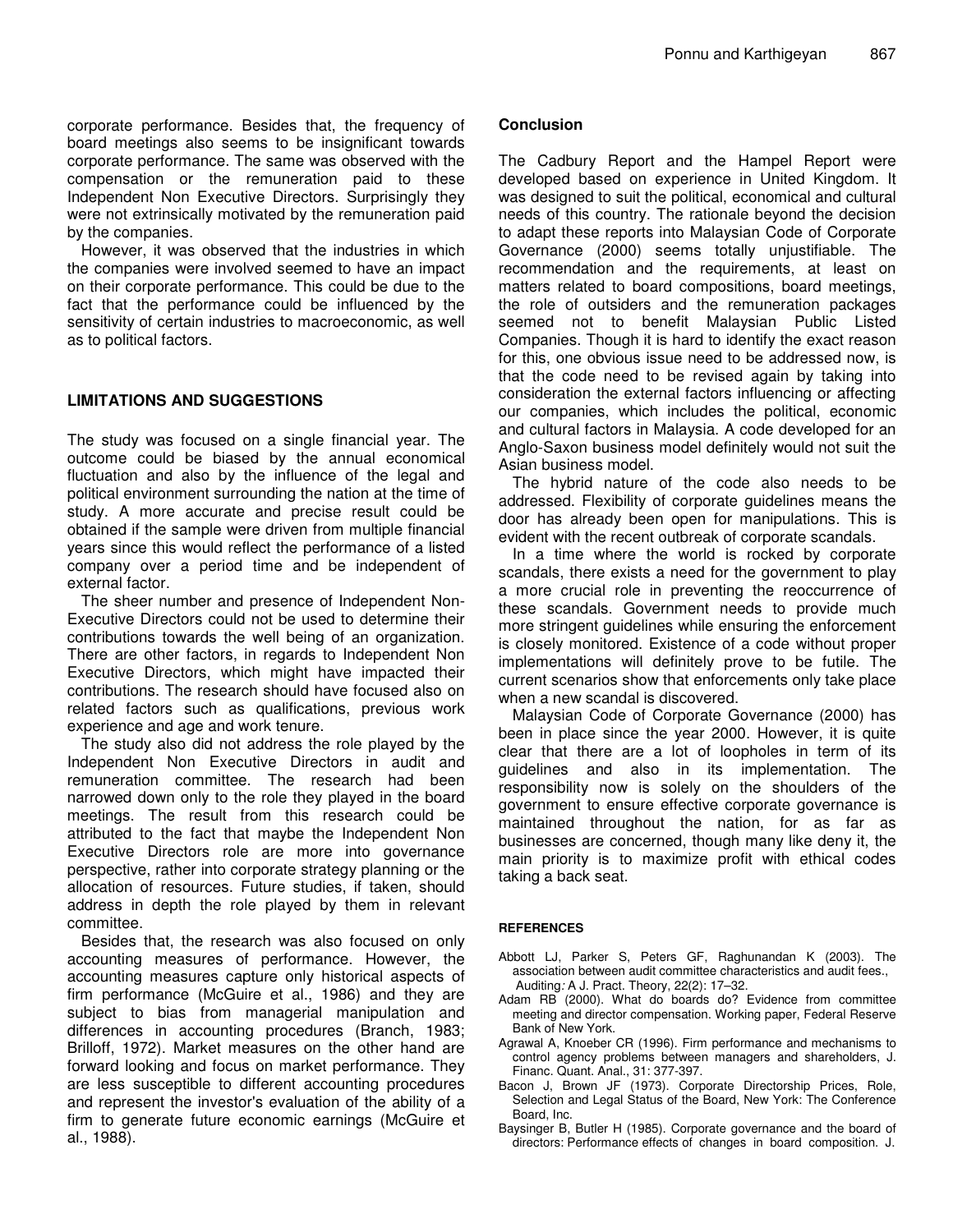corporate performance. Besides that, the frequency of board meetings also seems to be insignificant towards corporate performance. The same was observed with the compensation or the remuneration paid to these Independent Non Executive Directors. Surprisingly they were not extrinsically motivated by the remuneration paid by the companies.

However, it was observed that the industries in which the companies were involved seemed to have an impact on their corporate performance. This could be due to the fact that the performance could be influenced by the sensitivity of certain industries to macroeconomic, as well as to political factors.

## LIMITATIONS AND SUGGESTIONS

The study was focused on a single financial year. The outcome could be biased by the annual economical fluctuation and also by the influence of the legal and political environment surrounding the nation at the time of study. A more accurate and precise result could be obtained if the sample were driven from multiple financial years since this would reflect the performance of a listed company over a period time and be independent of external factor.

The sheer number and presence of Independent Non-Executive Directors could not be used to determine their contributions towards the well being of an organization. There are other factors, in regards to Independent Non Executive Directors, which might have impacted their contributions. The research should have focused also on related factors such as qualifications, previous work experience and age and work tenure.

The study also did not address the role played by the Independent Non Executive Directors in audit and remuneration committee. The research had been narrowed down only to the role they played in the board meetings. The result from this research could be attributed to the fact that maybe the Independent Non Executive Directors role are more into governance perspective, rather into corporate strategy planning or the allocation of resources. Future studies, if taken, should address in depth the role played by them in relevant committee.

Besides that, the research was also focused on only accounting measures of performance. However, the accounting measures capture only historical aspects of firm performance (McGuire et al., 1986) and they are subject to bias from managerial manipulation and differences in accounting procedures (Branch, 1983; Brilloff, 1972). Market measures on the other hand are forward looking and focus on market performance. They are less susceptible to different accounting procedures and represent the investor's evaluation of the ability of a firm to generate future economic earnings (McGuire et al., 1988).

## Conclusion

The Cadbury Report and the Hampel Report were developed based on experience in United Kingdom. It was designed to suit the political, economical and cultural needs of this country. The rationale beyond the decision to adapt these reports into Malaysian Code of Corporate Governance (2000) seems totally unjustifiable. The recommendation and the requirements, at least on matters related to board compositions, board meetings, the role of outsiders and the remuneration packages seemed not to benefit Malaysian Public Listed Companies. Though it is hard to identify the exact reason for this, one obvious issue need to be addressed now, is that the code need to be revised again by taking into consideration the external factors influencing or affecting our companies, which includes the political, economic and cultural factors in Malaysia. A code developed for an Anglo-Saxon business model definitely would not suit the Asian business model.

The hybrid nature of the code also needs to be addressed. Flexibility of corporate guidelines means the door has already been open for manipulations. This is evident with the recent outbreak of corporate scandals.

In a time where the world is rocked by corporate scandals, there exists a need for the government to play a more crucial role in preventing the reoccurrence of these scandals. Government needs to provide much more stringent guidelines while ensuring the enforcement is closely monitored. Existence of a code without proper implementations will definitely prove to be futile. The current scenarios show that enforcements only take place when a new scandal is discovered.

Malaysian Code of Corporate Governance (2000) has been in place since the year 2000. However, it is quite clear that there are a lot of loopholes in term of its guidelines and also in its implementation. The responsibility now is solely on the shoulders of the government to ensure effective corporate governance is maintained throughout the nation, for as far as businesses are concerned, though many like deny it, the main priority is to maximize profit with ethical codes taking a back seat.

### REFERENCES

Abbott LJ, Parker S, Peters GF, Raghunandan K (2003). The association between audit committee characteristics and audit fees., Auditing: A J. Pract. Theory, 22(2): 17–32.

Adam RB (2000). What do boards do? Evidence from committee meeting and director compensation. Working paper, Federal Reserve Bank of New York.

Agrawal A, Knoeber CR (1996). Firm performance and mechanisms to control agency problems between managers and shareholders, J. Financ. Quant. Anal., 31: 377-397.

Bacon J, Brown JF (1973). Corporate Directorship Prices, Role, Selection and Legal Status of the Board, New York: The Conference Board, Inc.

Baysinger B, Butler H (1985). Corporate governance and the board of directors: Performance effects of changes in board composition. J.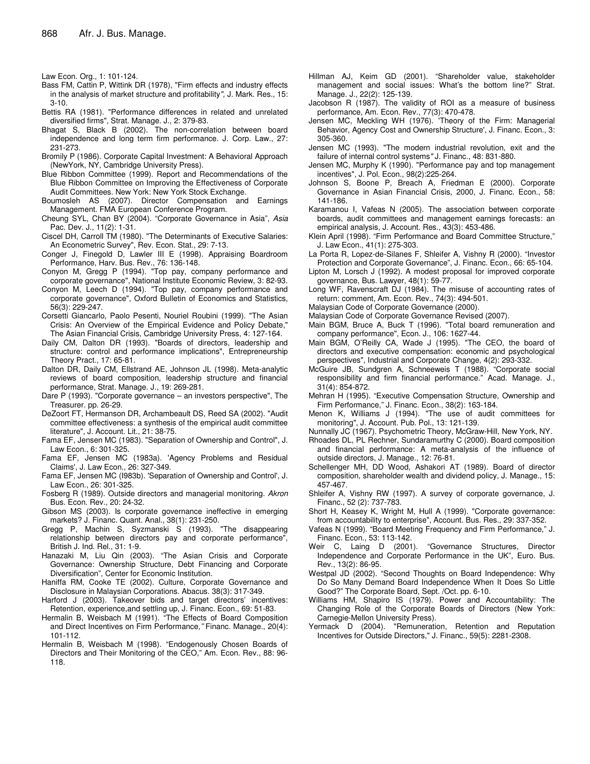Law Econ. Org., 1: 101-124.

Bass FM, Cattin P, Wittink DR (1978), "Firm effects and industry effects in the analysis of market structure and profitability", J. Mark. Res., 15: 3-10.

Bettis RA (1981). "Performance differences in related and unrelated diversified firms", Strat. Manage. J., 2: 379-83.

Bhagat S, Black B (2002). The non-correlation between board independence and long term firm performance. J. Corp. Law., 27: 231-273.

Bromily P (1986). Corporate Capital Investment: A Behavioral Approach (NewYork, NY, Cambridge University Press).

Blue Ribbon Committee (1999). Report and Recommendations of the Blue Ribbon Committee on Improving the Effectiveness of Corporate Audit Committees. New York: New York Stock Exchange.

Boumosleh AS (2007). Director Compensation and Earnings Management. FMA European Conference Program.

Cheung SYL, Chan BY (2004). "Corporate Governance in Asia", *Asia* Pac. Dev. J., 11(2): 1-31.

Ciscel DH, Carroll TM (1980). "The Determinants of Executive Salaries: An Econometric Survey", Rev. Econ. Stat., 29: 7-13.

Conger J, Finegold D, Lawler III E (1998). Appraising Boardroom Performance, Harv. Bus. Rev., 76: 136-148.

Conyon M, Gregg P (1994). "Top pay, company performance and corporate governance", National Institute Economic Review, 3: 82-93.

Conyon M, Leech D (1994). "Top pay, company performance and corporate governance", Oxford Bulletin of Economics and Statistics, 56(3): 229-247.

Corsetti Giancarlo, Paolo Pesenti, Nouriel Roubini (1999). "The Asian Crisis: An Overview of the Empirical Evidence and Policy Debate," The Asian Financial Crisis, Cambridge University Press, 4: 127-164.

Daily CM, Dalton DR (1993). "Boards of directors, leadership and structure: control and performance implications", Entrepreneurship Theory Pract., 17: 65-81.

Dalton DR, Daily CM, Ellstrand AE, Johnson JL (1998). Meta-analytic reviews of board composition, leadership structure and financial performance, Strat. Manage. J., 19: 269-281.

Dare P (1993). "Corporate governance – an investors perspective", The Treasurer. pp. 26-29.

DeZoort FT, Hermanson DR, Archambeault DS, Reed SA (2002). "Audit committee effectiveness: a synthesis of the empirical audit committee literature", J. Account. Lit., 21: 38-75.

Fama EF, Jensen MC (1983). "Separation of Ownership and Control", J. Law Econ., 6: 301-325.

Fama EF, Jensen MC (1983a). 'Agency Problems and Residual Claims', J. Law Econ., 26: 327-349.

Fama EF, Jensen MC (I983b). 'Separation of Ownership and Control', J. Law Econ., 26: 301-325.

Fosberg R (1989). Outside directors and managerial monitoring. *Akron* Bus. Econ. Rev., 20: 24-32.

Gibson MS (2003). Is corporate governance ineffective in emerging markets? J. Financ. Quant. Anal., 38(1): 231-250.

Gregg P, Machin S, Syzmanski S (1993). "The disappearing relationship between directors pay and corporate performance", British J. Ind. Rel., 31: 1-9.

Hanazaki M, Liu Qin (2003). "The Asian Crisis and Corporate Governance: Ownership Structure, Debt Financing and Corporate Diversification", Center for Economic Institution.

Haniffa RM, Cooke TE (2002). Culture, Corporate Governance and Disclosure in Malaysian Corporations. Abacus. 38(3): 317-349.

Harford J (2003). Takeover bids and target directors' incentives: Retention, experience,and settling up, J. Financ. Econ., 69: 51-83.

Hermalin B, Weisbach M (1991). "The Effects of Board Composition and Direct Incentives on Firm Performance," Financ. Manage., 20(4): 101-112.

Hermalin B, Weisbach M (1998). "Endogenously Chosen Boards of Directors and Their Monitoring of the CEO," Am. Econ. Rev., 88: 96-118.

Hillman AJ, Keim GD (2001). "Shareholder value, stakeholder management and social issues: What's the bottom line?" Strat. Manage. J., 22(2): 125-139.

Jacobson R (1987). The validity of ROI as a measure of business performance, Am. Econ. Rev., 77(3): 470-478.

Jensen MC, Meckling WH (1976). 'Theory of the Firm: Managerial Behavior, Agency Cost and Ownership Structure', J. Financ. Econ., 3: 305-360.

Jensen MC (1993). "The modern industrial revolution, exit and the failure of internal control systems" J. Financ., 48: 831-880.

Jensen MC, Murphy K (1990). "Performance pay and top management incentives", J. Pol. Econ., 98(2):225-264.

Johnson S, Boone P, Breach A, Friedman E (2000). Corporate Governance in Asian Financial Crisis, 2000, J. Financ. Econ., 58: 141-186.

Karamanou I, Vafeas N (2005). The association between corporate boards, audit committees and management earnings forecasts: an empirical analysis, J. Account. Res., 43(3): 453-486.

Klein April (1998). "Firm Performance and Board Committee Structure," J. Law Econ., 41(1): 275-303.

La Porta R, Lopez-de-Silanes F, Shleifer A, Vishny R (2000). "Investor Protection and Corporate Governance", J. Financ. Econ., 66: 65-104.

Lipton M, Lorsch J (1992). A modest proposal for improved corporate governance, Bus. Lawyer, 48(1): 59-77.

Long WF, Ravenscraft DJ (1984). The misuse of accounting rates of return: comment, Am. Econ. Rev., 74(3): 494-501.

Malaysian Code of Corporate Governance (2000).

Malaysian Code of Corporate Governance Revised (2007).

Main BGM, Bruce A, Buck T (1996). "Total board remuneration and company performance", Econ. J., 106: 1627-44.

Main BGM, O'Reilly CA, Wade J (1995). "The CEO, the board of directors and executive compensation: economic and psychological perspectives", Industrial and Corporate Change, 4(2): 293-332.

McGuire JB, Sundgren A, Schneeweis T (1988). "Corporate social responsibility and firm financial performance." Acad. Manage. J., 31(4): 854-872.

Mehran H (1995). "Executive Compensation Structure, Ownership and Firm Performance," J. Financ. Econ., 38(2): 163-184.

Menon K, Williams J (1994). "The use of audit committees for monitoring", J. Account. Pub. Pol., 13: 121-139.

Nunnally JC (1967). Psychometric Theory, McGraw-Hill, New York, NY.

Rhoades DL, PL Rechner, Sundaramurthy C (2000). Board composition and financial performance: A meta-analysis of the influence of outside directors, J. Manage., 12: 76-81.

Schellenger MH, DD Wood, Ashakori AT (1989). Board of director composition, shareholder wealth and dividend policy, J. Manage., 15: 457-467.

Shleifer A, Vishny RW (1997). A survey of corporate governance, J. Financ., 52 (2): 737-783.

Short H, Keasey K, Wright M, Hull A (1999). "Corporate governance: from accountability to enterprise", Account. Bus. Res., 29: 337-352.

Vafeas N (1999). "Board Meeting Frequency and Firm Performance," J. Financ. Econ., 53: 113-142.

Weir C, Laing D (2001). "Governance Structures, Director Independence and Corporate Performance in the UK", Euro. Bus. Rev., 13(2): 86-95.

Westpal JD (2002). "Second Thoughts on Board Independence: Why Do So Many Demand Board Independence When It Does So Little Good?" The Corporate Board, Sept. /Oct. pp. 6-10.

Williams HM, Shapiro IS (1979). Power and Accountability: The Changing Role of the Corporate Boards of Directors (New York: Carnegie-Mellon University Press).

Yermack D (2004). "Remuneration, Retention and Reputation Incentives for Outside Directors," J. Financ., 59(5): 2281-2308.